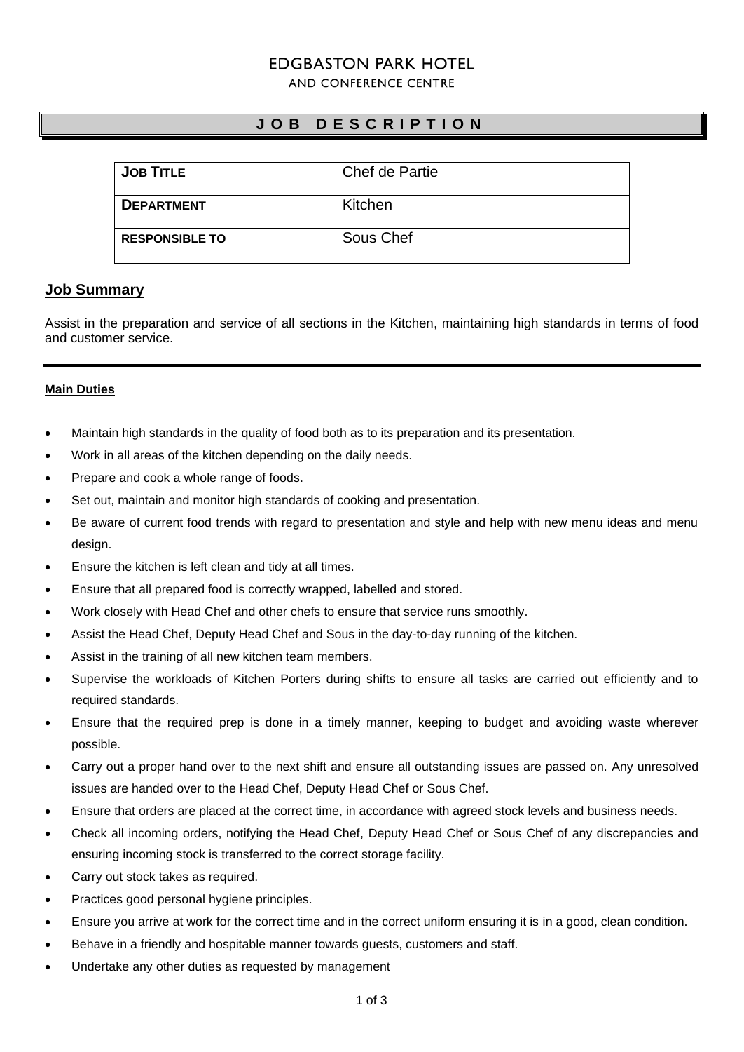# EDGBASTON PARK HOTEL

AND CONFERENCE CENTRE

## J O B   D E S C R I P T I O N

| **JOB TITLE** | Chef de Partie |
| --- | --- |
| **DEPARTMENT** | Kitchen |
| **RESPONSIBLE TO** | Sous Chef |

## Job Summary

Assist in the preparation and service of all sections in the Kitchen, maintaining high standards in terms of food and customer service.

### Main Duties

- Maintain high standards in the quality of food both as to its preparation and its presentation.
- Work in all areas of the kitchen depending on the daily needs.
- Prepare and cook a whole range of foods.
- Set out, maintain and monitor high standards of cooking and presentation.
- Be aware of current food trends with regard to presentation and style and help with new menu ideas and menu design.
- Ensure the kitchen is left clean and tidy at all times.
- Ensure that all prepared food is correctly wrapped, labelled and stored.
- Work closely with Head Chef and other chefs to ensure that service runs smoothly.
- Assist the Head Chef, Deputy Head Chef and Sous in the day-to-day running of the kitchen.
- Assist in the training of all new kitchen team members.
- Supervise the workloads of Kitchen Porters during shifts to ensure all tasks are carried out efficiently and to required standards.
- Ensure that the required prep is done in a timely manner, keeping to budget and avoiding waste wherever possible.
- Carry out a proper hand over to the next shift and ensure all outstanding issues are passed on. Any unresolved issues are handed over to the Head Chef, Deputy Head Chef or Sous Chef.
- Ensure that orders are placed at the correct time, in accordance with agreed stock levels and business needs.
- Check all incoming orders, notifying the Head Chef, Deputy Head Chef or Sous Chef of any discrepancies and ensuring incoming stock is transferred to the correct storage facility.
- Carry out stock takes as required.
- Practices good personal hygiene principles.
- Ensure you arrive at work for the correct time and in the correct uniform ensuring it is in a good, clean condition.
- Behave in a friendly and hospitable manner towards guests, customers and staff.
- Undertake any other duties as requested by management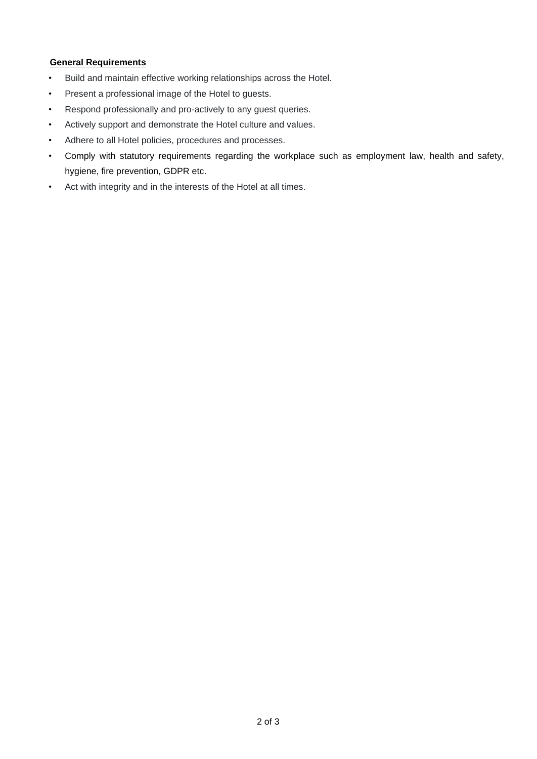**General Requirements**

- Build and maintain effective working relationships across the Hotel.
- Present a professional image of the Hotel to guests.
- Respond professionally and pro-actively to any guest queries.
- Actively support and demonstrate the Hotel culture and values.
- Adhere to all Hotel policies, procedures and processes.
- Comply with statutory requirements regarding the workplace such as employment law, health and safety, hygiene, fire prevention, GDPR etc.
- Act with integrity and in the interests of the Hotel at all times.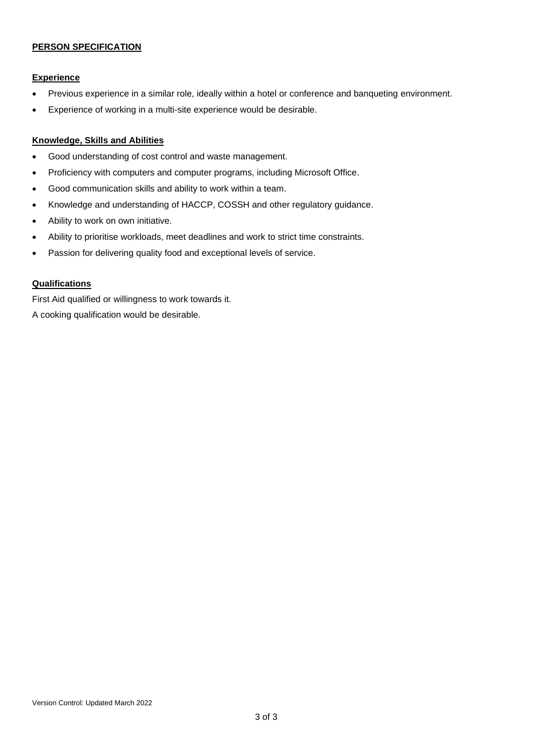## PERSON SPECIFICATION

### Experience

- Previous experience in a similar role, ideally within a hotel or conference and banqueting environment.
- Experience of working in a multi-site experience would be desirable.

### Knowledge, Skills and Abilities

- Good understanding of cost control and waste management.
- Proficiency with computers and computer programs, including Microsoft Office.
- Good communication skills and ability to work within a team.
- Knowledge and understanding of HACCP, COSSH and other regulatory guidance.
- Ability to work on own initiative.
- Ability to prioritise workloads, meet deadlines and work to strict time constraints.
- Passion for delivering quality food and exceptional levels of service.

### Qualifications

First Aid qualified or willingness to work towards it.

A cooking qualification would be desirable.

Version Control: Updated March 2022